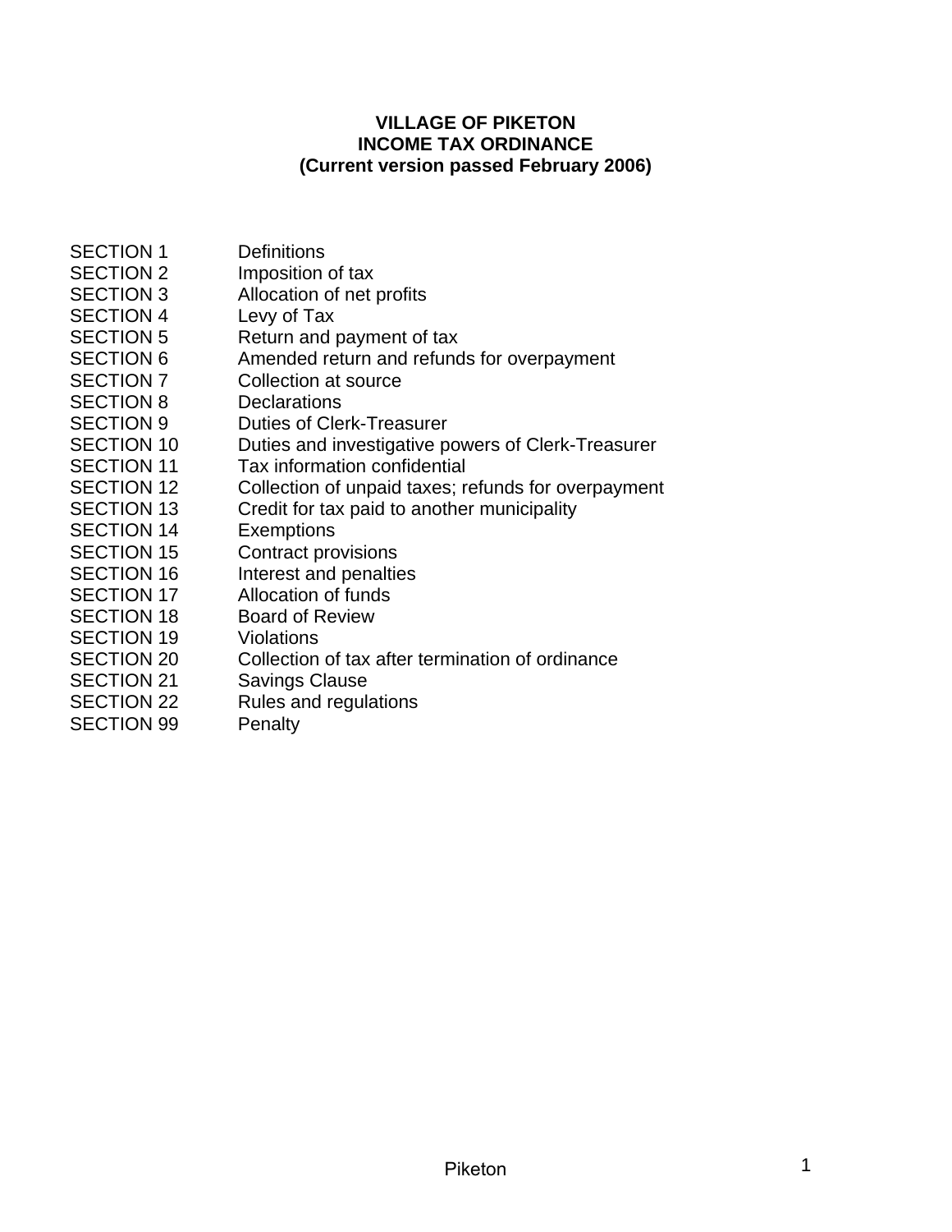# VILLAGE OF PIKETON
# INCOME TAX ORDINANCE
**(Current version passed February 2006)**

| | |
|---|---|
| SECTION 1 | Definitions |
| SECTION 2 | Imposition of tax |
| SECTION 3 | Allocation of net profits |
| SECTION 4 | Levy of Tax |
| SECTION 5 | Return and payment of tax |
| SECTION 6 | Amended return and refunds for overpayment |
| SECTION 7 | Collection at source |
| SECTION 8 | Declarations |
| SECTION 9 | Duties of Clerk-Treasurer |
| SECTION 10 | Duties and investigative powers of Clerk-Treasurer |
| SECTION 11 | Tax information confidential |
| SECTION 12 | Collection of unpaid taxes; refunds for overpayment |
| SECTION 13 | Credit for tax paid to another municipality |
| SECTION 14 | Exemptions |
| SECTION 15 | Contract provisions |
| SECTION 16 | Interest and penalties |
| SECTION 17 | Allocation of funds |
| SECTION 18 | Board of Review |
| SECTION 19 | Violations |
| SECTION 20 | Collection of tax after termination of ordinance |
| SECTION 21 | Savings Clause |
| SECTION 22 | Rules and regulations |
| SECTION 99 | Penalty |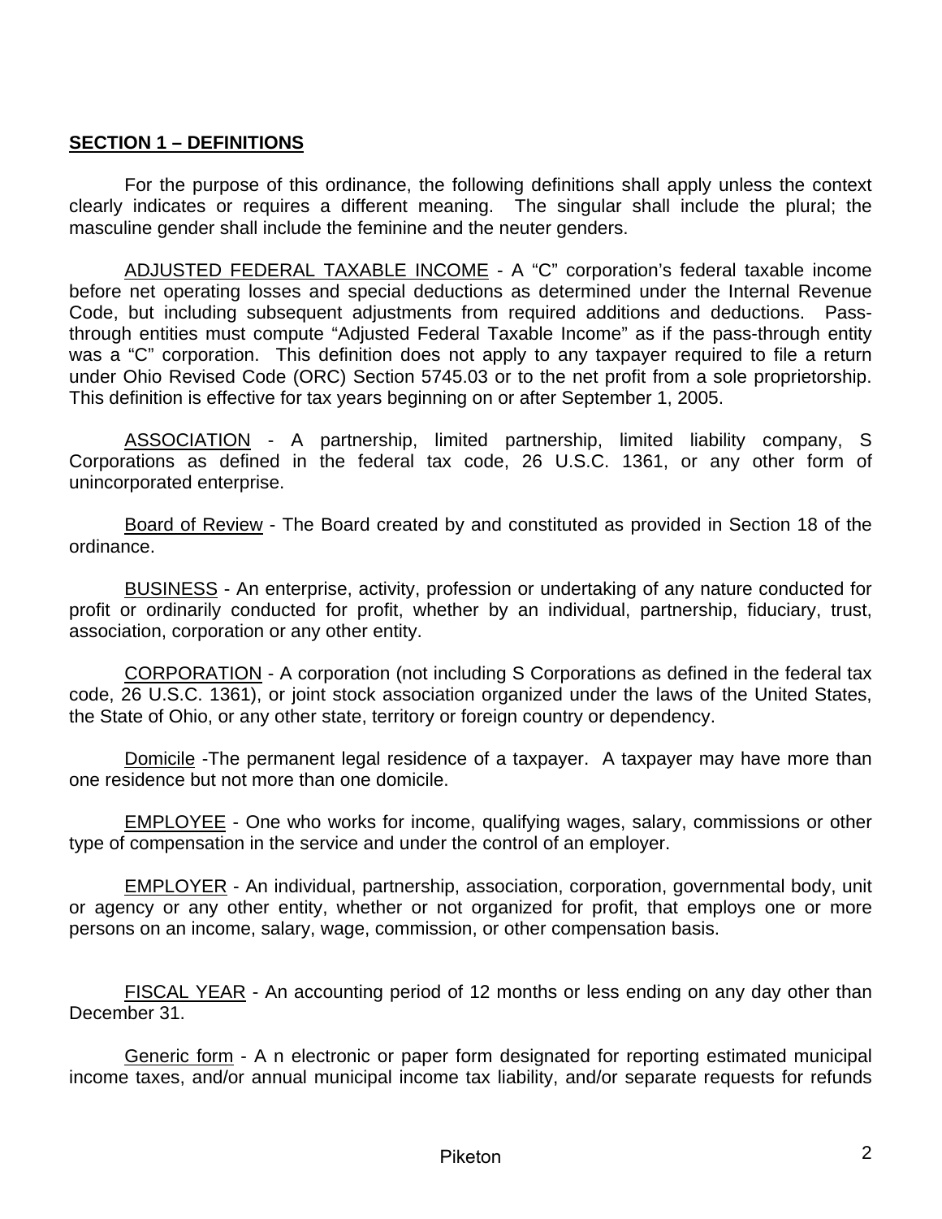## SECTION 1 – DEFINITIONS

For the purpose of this ordinance, the following definitions shall apply unless the context clearly indicates or requires a different meaning. The singular shall include the plural; the masculine gender shall include the feminine and the neuter genders.

ADJUSTED FEDERAL TAXABLE INCOME - A "C" corporation's federal taxable income before net operating losses and special deductions as determined under the Internal Revenue Code, but including subsequent adjustments from required additions and deductions. Pass-through entities must compute "Adjusted Federal Taxable Income" as if the pass-through entity was a "C" corporation. This definition does not apply to any taxpayer required to file a return under Ohio Revised Code (ORC) Section 5745.03 or to the net profit from a sole proprietorship. This definition is effective for tax years beginning on or after September 1, 2005.

ASSOCIATION - A partnership, limited partnership, limited liability company, S Corporations as defined in the federal tax code, 26 U.S.C. 1361, or any other form of unincorporated enterprise.

Board of Review - The Board created by and constituted as provided in Section 18 of the ordinance.

BUSINESS - An enterprise, activity, profession or undertaking of any nature conducted for profit or ordinarily conducted for profit, whether by an individual, partnership, fiduciary, trust, association, corporation or any other entity.

CORPORATION - A corporation (not including S Corporations as defined in the federal tax code, 26 U.S.C. 1361), or joint stock association organized under the laws of the United States, the State of Ohio, or any other state, territory or foreign country or dependency.

Domicile -The permanent legal residence of a taxpayer. A taxpayer may have more than one residence but not more than one domicile.

EMPLOYEE - One who works for income, qualifying wages, salary, commissions or other type of compensation in the service and under the control of an employer.

EMPLOYER - An individual, partnership, association, corporation, governmental body, unit or agency or any other entity, whether or not organized for profit, that employs one or more persons on an income, salary, wage, commission, or other compensation basis.

FISCAL YEAR - An accounting period of 12 months or less ending on any day other than December 31.

Generic form - A n electronic or paper form designated for reporting estimated municipal income taxes, and/or annual municipal income tax liability, and/or separate requests for refunds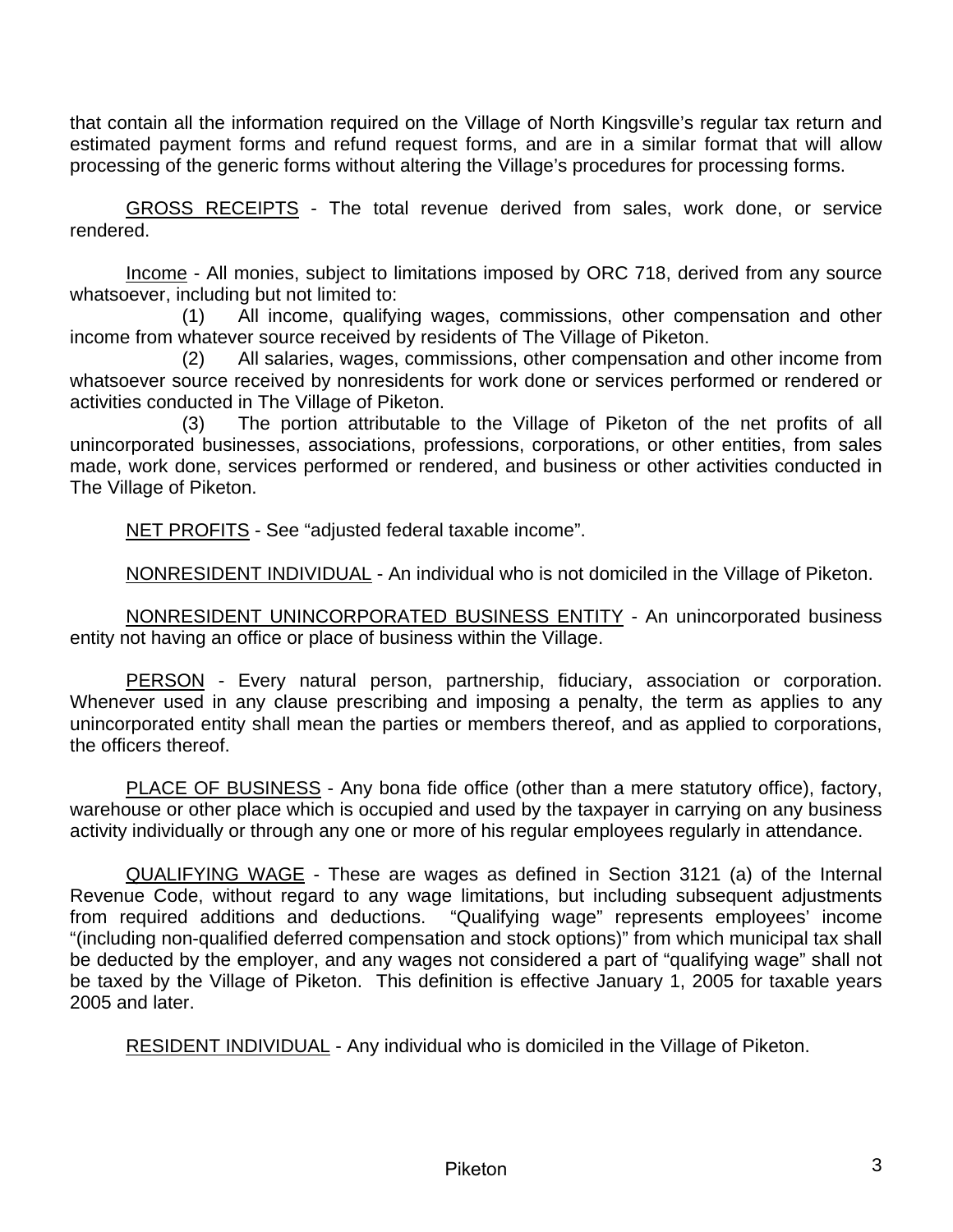that contain all the information required on the Village of North Kingsville's regular tax return and estimated payment forms and refund request forms, and are in a similar format that will allow processing of the generic forms without altering the Village's procedures for processing forms.

<u>GROSS RECEIPTS</u> - The total revenue derived from sales, work done, or service rendered.

<u>Income</u> - All monies, subject to limitations imposed by ORC 718, derived from any source whatsoever, including but not limited to:

(1) All income, qualifying wages, commissions, other compensation and other income from whatever source received by residents of The Village of Piketon.

(2) All salaries, wages, commissions, other compensation and other income from whatsoever source received by nonresidents for work done or services performed or rendered or activities conducted in The Village of Piketon.

(3) The portion attributable to the Village of Piketon of the net profits of all unincorporated businesses, associations, professions, corporations, or other entities, from sales made, work done, services performed or rendered, and business or other activities conducted in The Village of Piketon.

<u>NET PROFITS</u> - See "adjusted federal taxable income".

<u>NONRESIDENT INDIVIDUAL</u> - An individual who is not domiciled in the Village of Piketon.

<u>NONRESIDENT UNINCORPORATED BUSINESS ENTITY</u> - An unincorporated business entity not having an office or place of business within the Village.

<u>PERSON</u> - Every natural person, partnership, fiduciary, association or corporation. Whenever used in any clause prescribing and imposing a penalty, the term as applies to any unincorporated entity shall mean the parties or members thereof, and as applied to corporations, the officers thereof.

<u>PLACE OF BUSINESS</u> - Any bona fide office (other than a mere statutory office), factory, warehouse or other place which is occupied and used by the taxpayer in carrying on any business activity individually or through any one or more of his regular employees regularly in attendance.

<u>QUALIFYING WAGE</u> - These are wages as defined in Section 3121 (a) of the Internal Revenue Code, without regard to any wage limitations, but including subsequent adjustments from required additions and deductions. "Qualifying wage" represents employees' income "(including non-qualified deferred compensation and stock options)" from which municipal tax shall be deducted by the employer, and any wages not considered a part of "qualifying wage" shall not be taxed by the Village of Piketon. This definition is effective January 1, 2005 for taxable years 2005 and later.

<u>RESIDENT INDIVIDUAL</u> - Any individual who is domiciled in the Village of Piketon.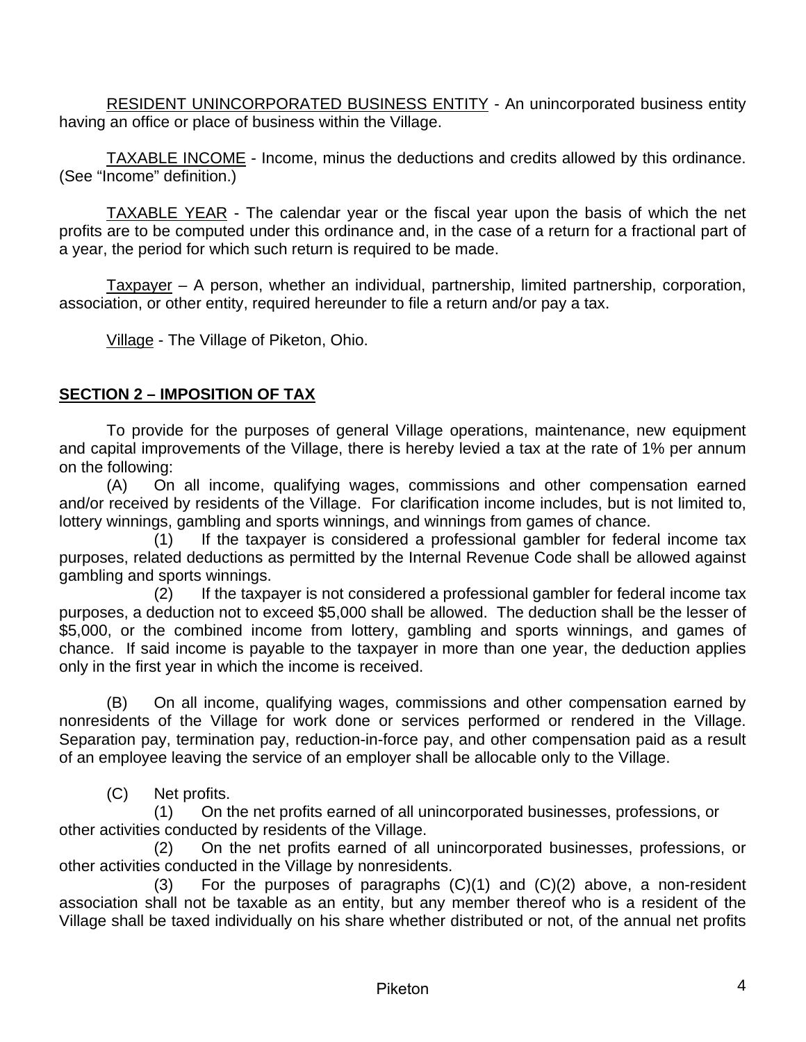RESIDENT UNINCORPORATED BUSINESS ENTITY - An unincorporated business entity having an office or place of business within the Village.

TAXABLE INCOME - Income, minus the deductions and credits allowed by this ordinance. (See "Income" definition.)

TAXABLE YEAR - The calendar year or the fiscal year upon the basis of which the net profits are to be computed under this ordinance and, in the case of a return for a fractional part of a year, the period for which such return is required to be made.

Taxpayer – A person, whether an individual, partnership, limited partnership, corporation, association, or other entity, required hereunder to file a return and/or pay a tax.

Village - The Village of Piketon, Ohio.

## SECTION 2 – IMPOSITION OF TAX

To provide for the purposes of general Village operations, maintenance, new equipment and capital improvements of the Village, there is hereby levied a tax at the rate of 1% per annum on the following:

(A) On all income, qualifying wages, commissions and other compensation earned and/or received by residents of the Village. For clarification income includes, but is not limited to, lottery winnings, gambling and sports winnings, and winnings from games of chance.

(1) If the taxpayer is considered a professional gambler for federal income tax purposes, related deductions as permitted by the Internal Revenue Code shall be allowed against gambling and sports winnings.

(2) If the taxpayer is not considered a professional gambler for federal income tax purposes, a deduction not to exceed $5,000 shall be allowed. The deduction shall be the lesser of $5,000, or the combined income from lottery, gambling and sports winnings, and games of chance. If said income is payable to the taxpayer in more than one year, the deduction applies only in the first year in which the income is received.

(B) On all income, qualifying wages, commissions and other compensation earned by nonresidents of the Village for work done or services performed or rendered in the Village. Separation pay, termination pay, reduction-in-force pay, and other compensation paid as a result of an employee leaving the service of an employer shall be allocable only to the Village.

(C) Net profits.

(1) On the net profits earned of all unincorporated businesses, professions, or other activities conducted by residents of the Village.

(2) On the net profits earned of all unincorporated businesses, professions, or other activities conducted in the Village by nonresidents.

(3) For the purposes of paragraphs (C)(1) and (C)(2) above, a non-resident association shall not be taxable as an entity, but any member thereof who is a resident of the Village shall be taxed individually on his share whether distributed or not, of the annual net profits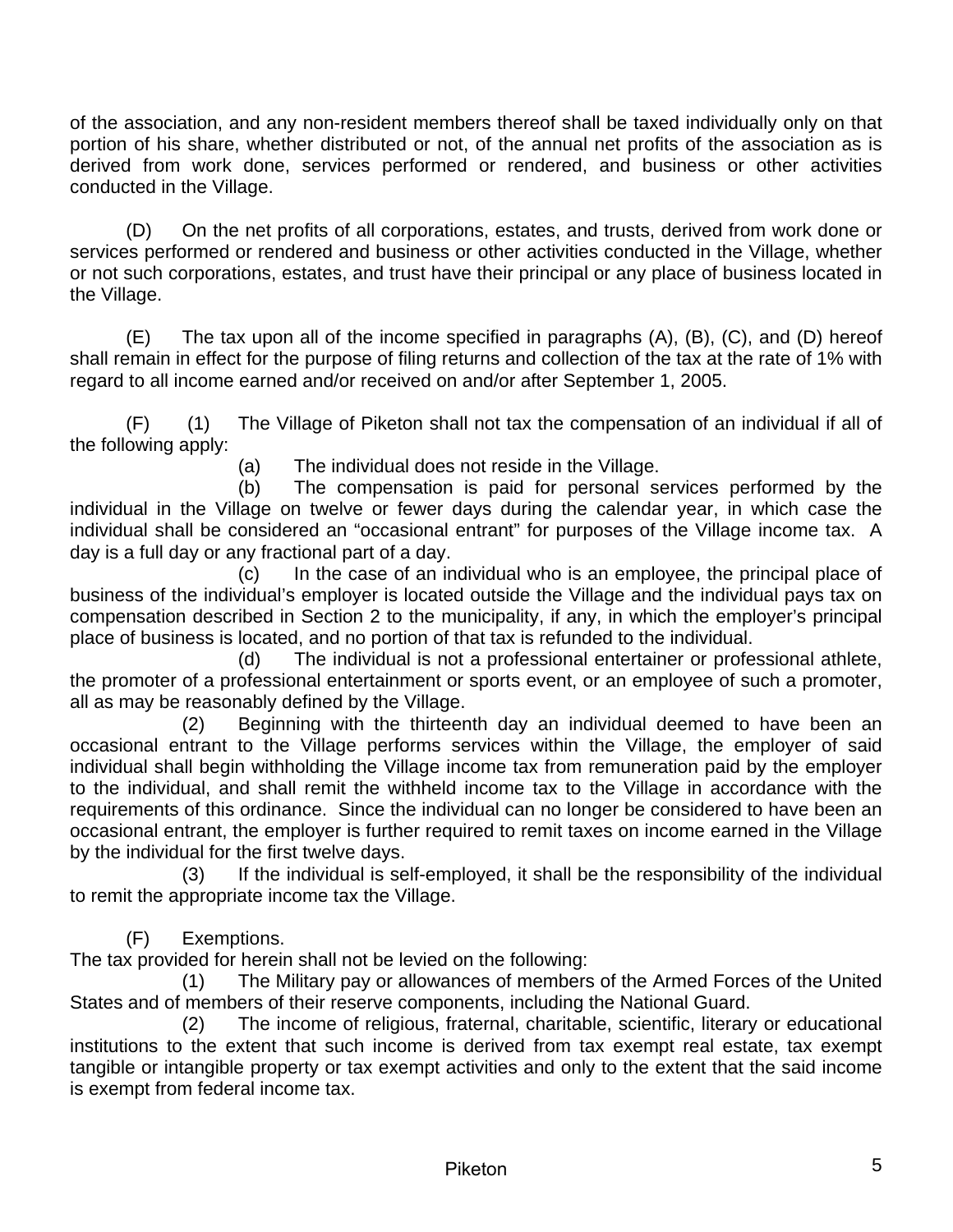of the association, and any non-resident members thereof shall be taxed individually only on that portion of his share, whether distributed or not, of the annual net profits of the association as is derived from work done, services performed or rendered, and business or other activities conducted in the Village.

(D) On the net profits of all corporations, estates, and trusts, derived from work done or services performed or rendered and business or other activities conducted in the Village, whether or not such corporations, estates, and trust have their principal or any place of business located in the Village.

(E) The tax upon all of the income specified in paragraphs (A), (B), (C), and (D) hereof shall remain in effect for the purpose of filing returns and collection of the tax at the rate of 1% with regard to all income earned and/or received on and/or after September 1, 2005.

(F) (1) The Village of Piketon shall not tax the compensation of an individual if all of the following apply:

(a) The individual does not reside in the Village.

(b) The compensation is paid for personal services performed by the individual in the Village on twelve or fewer days during the calendar year, in which case the individual shall be considered an "occasional entrant" for purposes of the Village income tax. A day is a full day or any fractional part of a day.

(c) In the case of an individual who is an employee, the principal place of business of the individual's employer is located outside the Village and the individual pays tax on compensation described in Section 2 to the municipality, if any, in which the employer's principal place of business is located, and no portion of that tax is refunded to the individual.

(d) The individual is not a professional entertainer or professional athlete, the promoter of a professional entertainment or sports event, or an employee of such a promoter, all as may be reasonably defined by the Village.

(2) Beginning with the thirteenth day an individual deemed to have been an occasional entrant to the Village performs services within the Village, the employer of said individual shall begin withholding the Village income tax from remuneration paid by the employer to the individual, and shall remit the withheld income tax to the Village in accordance with the requirements of this ordinance. Since the individual can no longer be considered to have been an occasional entrant, the employer is further required to remit taxes on income earned in the Village by the individual for the first twelve days.

(3) If the individual is self-employed, it shall be the responsibility of the individual to remit the appropriate income tax the Village.

(F) Exemptions.

The tax provided for herein shall not be levied on the following:

(1) The Military pay or allowances of members of the Armed Forces of the United States and of members of their reserve components, including the National Guard.

(2) The income of religious, fraternal, charitable, scientific, literary or educational institutions to the extent that such income is derived from tax exempt real estate, tax exempt tangible or intangible property or tax exempt activities and only to the extent that the said income is exempt from federal income tax.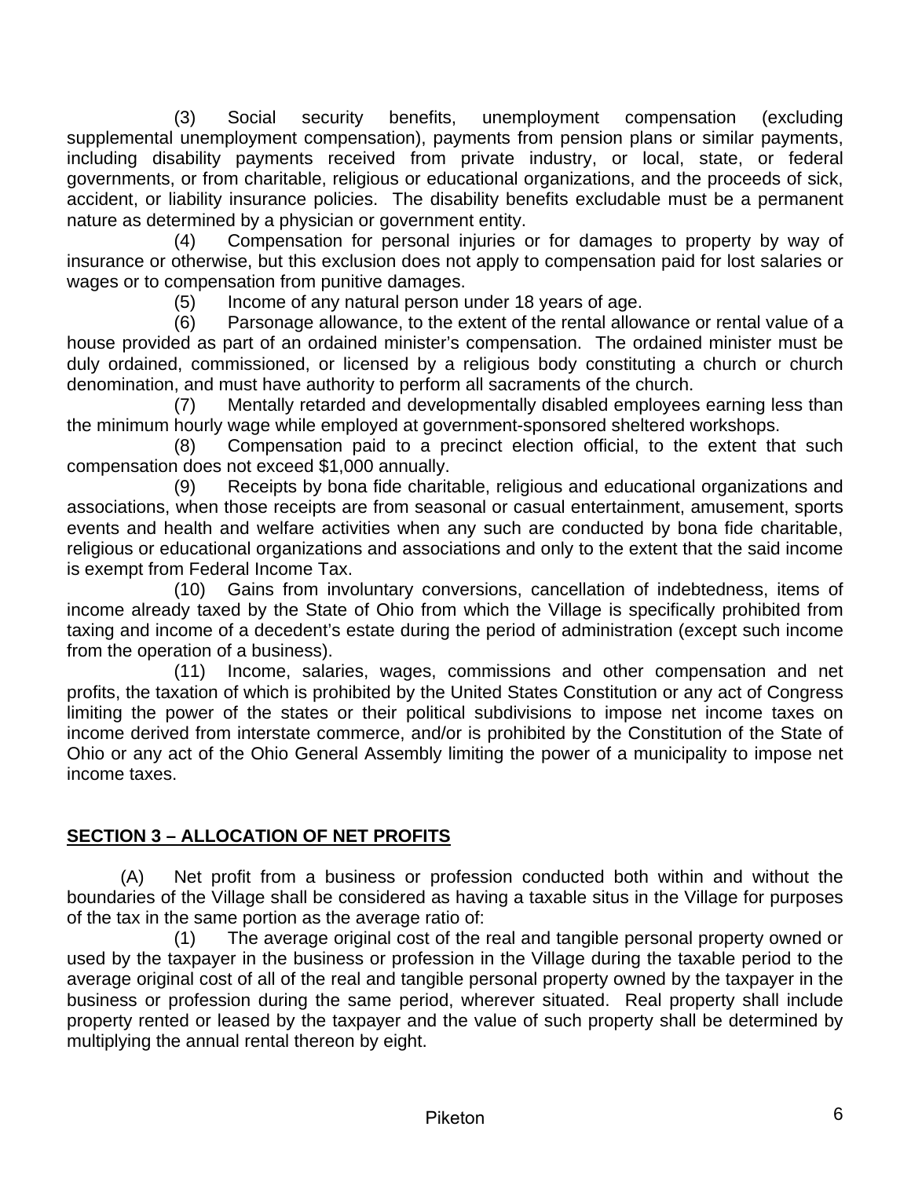(3) Social security benefits, unemployment compensation (excluding supplemental unemployment compensation), payments from pension plans or similar payments, including disability payments received from private industry, or local, state, or federal governments, or from charitable, religious or educational organizations, and the proceeds of sick, accident, or liability insurance policies. The disability benefits excludable must be a permanent nature as determined by a physician or government entity.

(4) Compensation for personal injuries or for damages to property by way of insurance or otherwise, but this exclusion does not apply to compensation paid for lost salaries or wages or to compensation from punitive damages.

(5) Income of any natural person under 18 years of age.

(6) Parsonage allowance, to the extent of the rental allowance or rental value of a house provided as part of an ordained minister's compensation. The ordained minister must be duly ordained, commissioned, or licensed by a religious body constituting a church or church denomination, and must have authority to perform all sacraments of the church.

(7) Mentally retarded and developmentally disabled employees earning less than the minimum hourly wage while employed at government-sponsored sheltered workshops.

(8) Compensation paid to a precinct election official, to the extent that such compensation does not exceed $1,000 annually.

(9) Receipts by bona fide charitable, religious and educational organizations and associations, when those receipts are from seasonal or casual entertainment, amusement, sports events and health and welfare activities when any such are conducted by bona fide charitable, religious or educational organizations and associations and only to the extent that the said income is exempt from Federal Income Tax.

(10) Gains from involuntary conversions, cancellation of indebtedness, items of income already taxed by the State of Ohio from which the Village is specifically prohibited from taxing and income of a decedent's estate during the period of administration (except such income from the operation of a business).

(11) Income, salaries, wages, commissions and other compensation and net profits, the taxation of which is prohibited by the United States Constitution or any act of Congress limiting the power of the states or their political subdivisions to impose net income taxes on income derived from interstate commerce, and/or is prohibited by the Constitution of the State of Ohio or any act of the Ohio General Assembly limiting the power of a municipality to impose net income taxes.

## SECTION 3 – ALLOCATION OF NET PROFITS

(A) Net profit from a business or profession conducted both within and without the boundaries of the Village shall be considered as having a taxable situs in the Village for purposes of the tax in the same portion as the average ratio of:

(1) The average original cost of the real and tangible personal property owned or used by the taxpayer in the business or profession in the Village during the taxable period to the average original cost of all of the real and tangible personal property owned by the taxpayer in the business or profession during the same period, wherever situated. Real property shall include property rented or leased by the taxpayer and the value of such property shall be determined by multiplying the annual rental thereon by eight.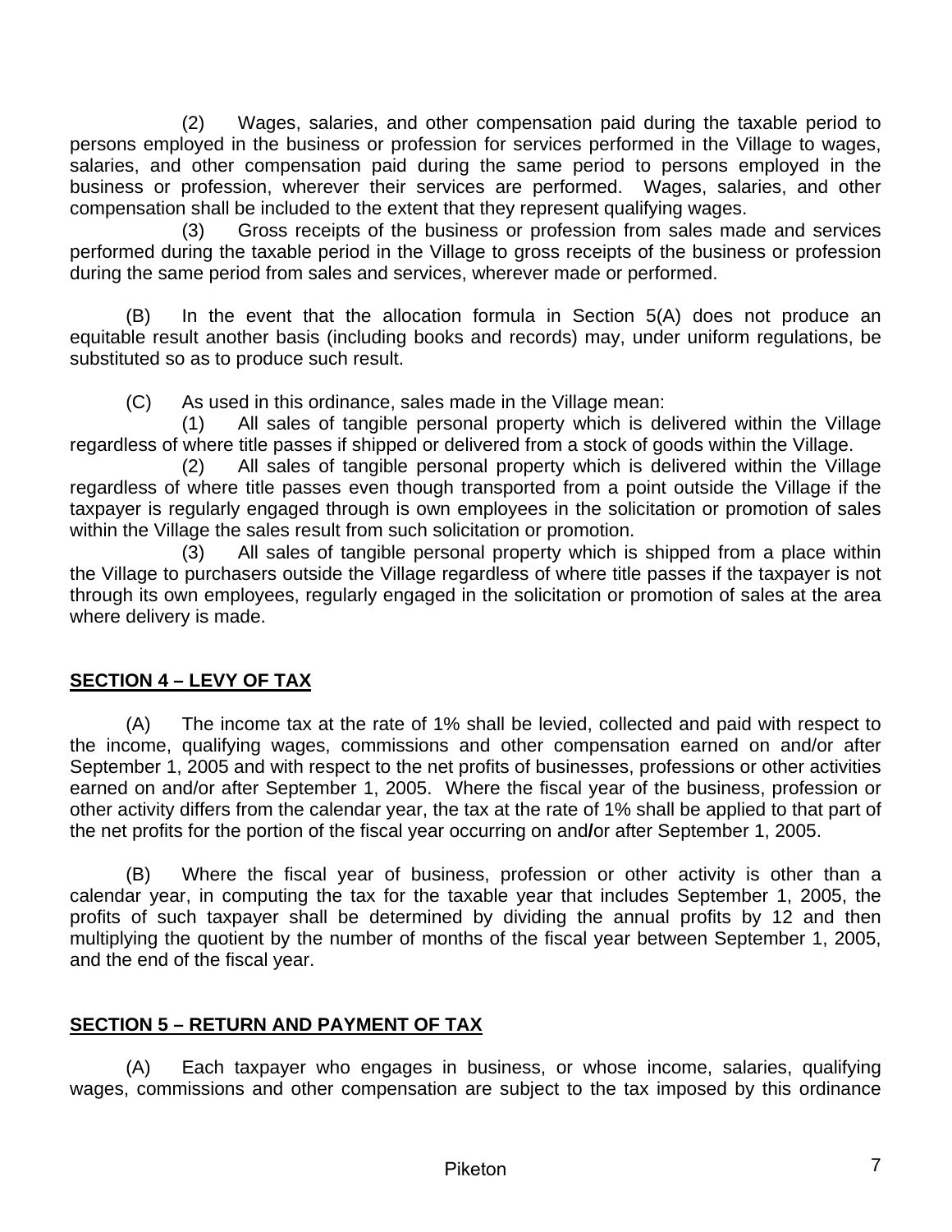(2) Wages, salaries, and other compensation paid during the taxable period to persons employed in the business or profession for services performed in the Village to wages, salaries, and other compensation paid during the same period to persons employed in the business or profession, wherever their services are performed. Wages, salaries, and other compensation shall be included to the extent that they represent qualifying wages.

(3) Gross receipts of the business or profession from sales made and services performed during the taxable period in the Village to gross receipts of the business or profession during the same period from sales and services, wherever made or performed.

(B) In the event that the allocation formula in Section 5(A) does not produce an equitable result another basis (including books and records) may, under uniform regulations, be substituted so as to produce such result.

(C) As used in this ordinance, sales made in the Village mean:

(1) All sales of tangible personal property which is delivered within the Village regardless of where title passes if shipped or delivered from a stock of goods within the Village.

(2) All sales of tangible personal property which is delivered within the Village regardless of where title passes even though transported from a point outside the Village if the taxpayer is regularly engaged through is own employees in the solicitation or promotion of sales within the Village the sales result from such solicitation or promotion.

(3) All sales of tangible personal property which is shipped from a place within the Village to purchasers outside the Village regardless of where title passes if the taxpayer is not through its own employees, regularly engaged in the solicitation or promotion of sales at the area where delivery is made.

## SECTION 4 – LEVY OF TAX

(A) The income tax at the rate of 1% shall be levied, collected and paid with respect to the income, qualifying wages, commissions and other compensation earned on and/or after September 1, 2005 and with respect to the net profits of businesses, professions or other activities earned on and/or after September 1, 2005. Where the fiscal year of the business, profession or other activity differs from the calendar year, the tax at the rate of 1% shall be applied to that part of the net profits for the portion of the fiscal year occurring on and/or after September 1, 2005.

(B) Where the fiscal year of business, profession or other activity is other than a calendar year, in computing the tax for the taxable year that includes September 1, 2005, the profits of such taxpayer shall be determined by dividing the annual profits by 12 and then multiplying the quotient by the number of months of the fiscal year between September 1, 2005, and the end of the fiscal year.

## SECTION 5 – RETURN AND PAYMENT OF TAX

(A) Each taxpayer who engages in business, or whose income, salaries, qualifying wages, commissions and other compensation are subject to the tax imposed by this ordinance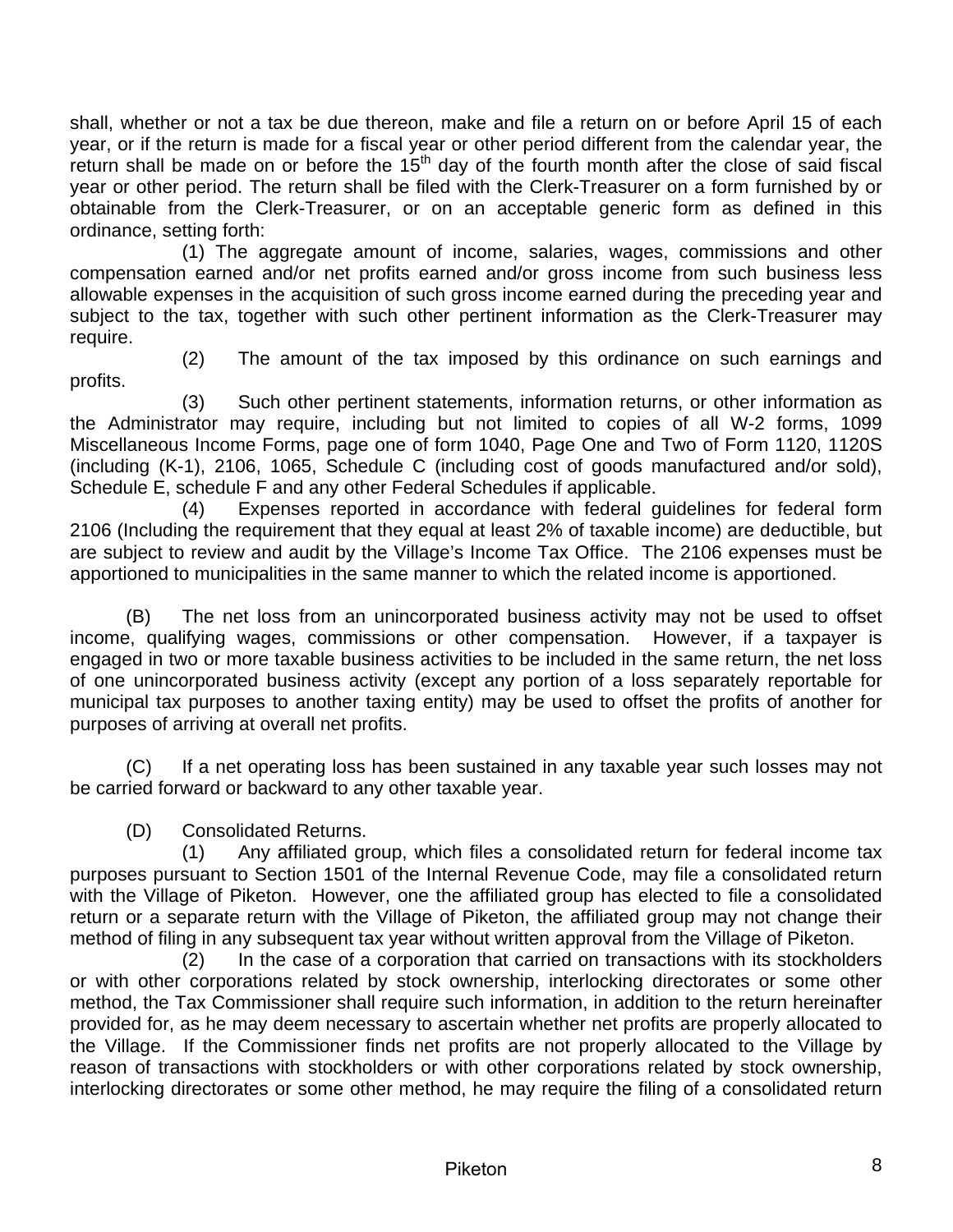shall, whether or not a tax be due thereon, make and file a return on or before April 15 of each year, or if the return is made for a fiscal year or other period different from the calendar year, the return shall be made on or before the 15th day of the fourth month after the close of said fiscal year or other period. The return shall be filed with the Clerk-Treasurer on a form furnished by or obtainable from the Clerk-Treasurer, or on an acceptable generic form as defined in this ordinance, setting forth:

(1) The aggregate amount of income, salaries, wages, commissions and other compensation earned and/or net profits earned and/or gross income from such business less allowable expenses in the acquisition of such gross income earned during the preceding year and subject to the tax, together with such other pertinent information as the Clerk-Treasurer may require.

(2) The amount of the tax imposed by this ordinance on such earnings and profits.

(3) Such other pertinent statements, information returns, or other information as the Administrator may require, including but not limited to copies of all W-2 forms, 1099 Miscellaneous Income Forms, page one of form 1040, Page One and Two of Form 1120, 1120S (including (K-1), 2106, 1065, Schedule C (including cost of goods manufactured and/or sold), Schedule E, schedule F and any other Federal Schedules if applicable.

(4) Expenses reported in accordance with federal guidelines for federal form 2106 (Including the requirement that they equal at least 2% of taxable income) are deductible, but are subject to review and audit by the Village's Income Tax Office. The 2106 expenses must be apportioned to municipalities in the same manner to which the related income is apportioned.

(B) The net loss from an unincorporated business activity may not be used to offset income, qualifying wages, commissions or other compensation. However, if a taxpayer is engaged in two or more taxable business activities to be included in the same return, the net loss of one unincorporated business activity (except any portion of a loss separately reportable for municipal tax purposes to another taxing entity) may be used to offset the profits of another for purposes of arriving at overall net profits.

(C) If a net operating loss has been sustained in any taxable year such losses may not be carried forward or backward to any other taxable year.

(D) Consolidated Returns.

(1) Any affiliated group, which files a consolidated return for federal income tax purposes pursuant to Section 1501 of the Internal Revenue Code, may file a consolidated return with the Village of Piketon. However, one the affiliated group has elected to file a consolidated return or a separate return with the Village of Piketon, the affiliated group may not change their method of filing in any subsequent tax year without written approval from the Village of Piketon.

(2) In the case of a corporation that carried on transactions with its stockholders or with other corporations related by stock ownership, interlocking directorates or some other method, the Tax Commissioner shall require such information, in addition to the return hereinafter provided for, as he may deem necessary to ascertain whether net profits are properly allocated to the Village. If the Commissioner finds net profits are not properly allocated to the Village by reason of transactions with stockholders or with other corporations related by stock ownership, interlocking directorates or some other method, he may require the filing of a consolidated return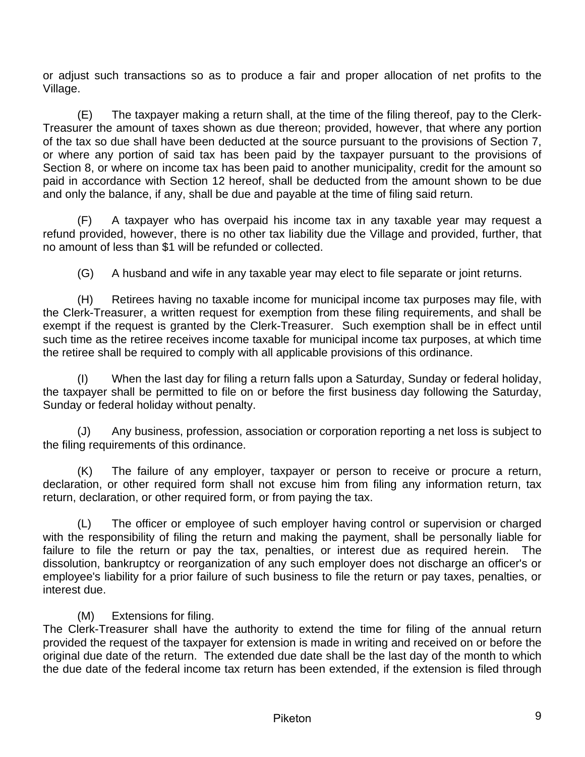or adjust such transactions so as to produce a fair and proper allocation of net profits to the Village.

(E) The taxpayer making a return shall, at the time of the filing thereof, pay to the Clerk-Treasurer the amount of taxes shown as due thereon; provided, however, that where any portion of the tax so due shall have been deducted at the source pursuant to the provisions of Section 7, or where any portion of said tax has been paid by the taxpayer pursuant to the provisions of Section 8, or where on income tax has been paid to another municipality, credit for the amount so paid in accordance with Section 12 hereof, shall be deducted from the amount shown to be due and only the balance, if any, shall be due and payable at the time of filing said return.

(F) A taxpayer who has overpaid his income tax in any taxable year may request a refund provided, however, there is no other tax liability due the Village and provided, further, that no amount of less than $1 will be refunded or collected.

(G) A husband and wife in any taxable year may elect to file separate or joint returns.

(H) Retirees having no taxable income for municipal income tax purposes may file, with the Clerk-Treasurer, a written request for exemption from these filing requirements, and shall be exempt if the request is granted by the Clerk-Treasurer. Such exemption shall be in effect until such time as the retiree receives income taxable for municipal income tax purposes, at which time the retiree shall be required to comply with all applicable provisions of this ordinance.

(I) When the last day for filing a return falls upon a Saturday, Sunday or federal holiday, the taxpayer shall be permitted to file on or before the first business day following the Saturday, Sunday or federal holiday without penalty.

(J) Any business, profession, association or corporation reporting a net loss is subject to the filing requirements of this ordinance.

(K) The failure of any employer, taxpayer or person to receive or procure a return, declaration, or other required form shall not excuse him from filing any information return, tax return, declaration, or other required form, or from paying the tax.

(L) The officer or employee of such employer having control or supervision or charged with the responsibility of filing the return and making the payment, shall be personally liable for failure to file the return or pay the tax, penalties, or interest due as required herein. The dissolution, bankruptcy or reorganization of any such employer does not discharge an officer's or employee's liability for a prior failure of such business to file the return or pay taxes, penalties, or interest due.

(M) Extensions for filing.

The Clerk-Treasurer shall have the authority to extend the time for filing of the annual return provided the request of the taxpayer for extension is made in writing and received on or before the original due date of the return. The extended due date shall be the last day of the month to which the due date of the federal income tax return has been extended, if the extension is filed through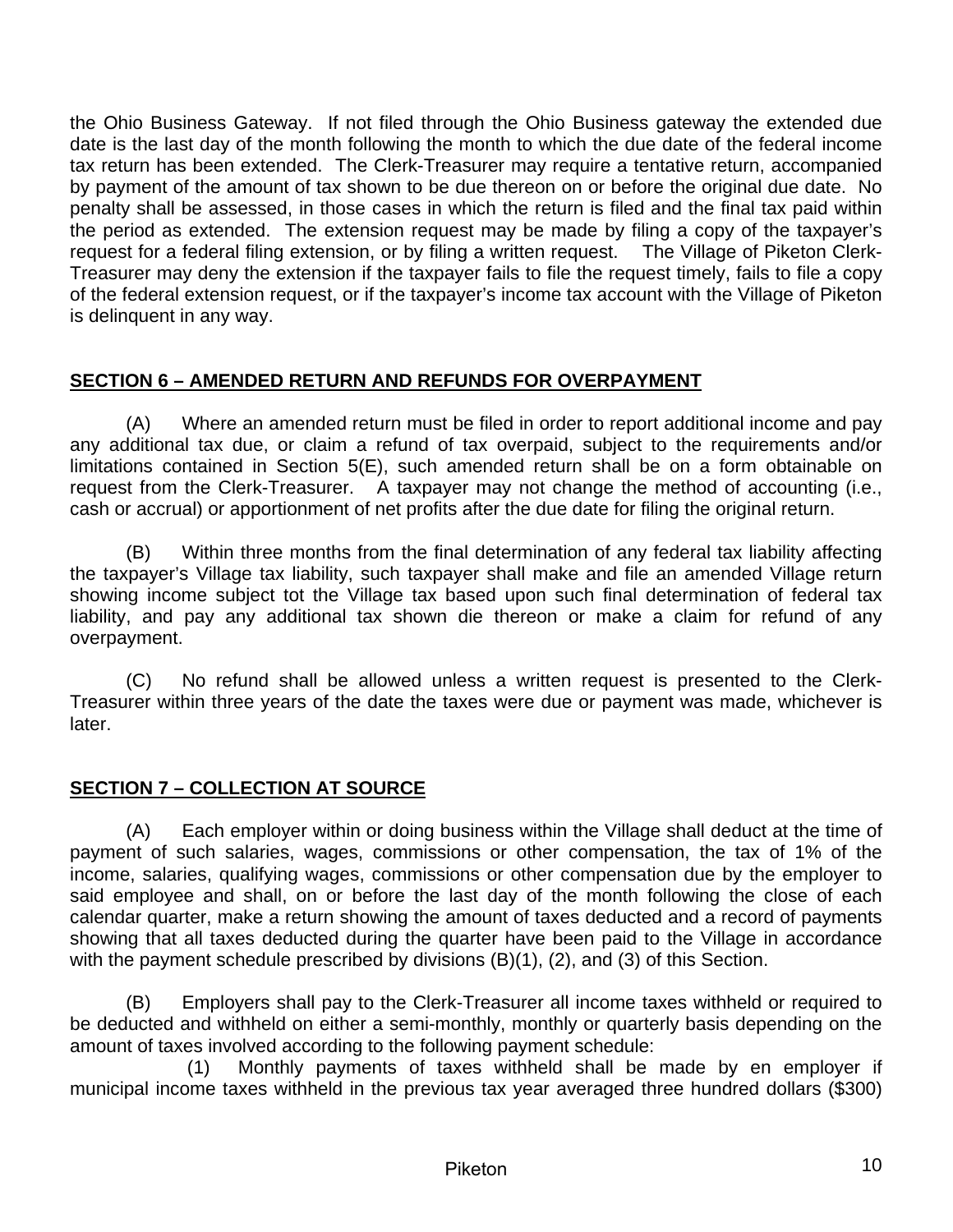the Ohio Business Gateway. If not filed through the Ohio Business gateway the extended due date is the last day of the month following the month to which the due date of the federal income tax return has been extended. The Clerk-Treasurer may require a tentative return, accompanied by payment of the amount of tax shown to be due thereon on or before the original due date. No penalty shall be assessed, in those cases in which the return is filed and the final tax paid within the period as extended. The extension request may be made by filing a copy of the taxpayer's request for a federal filing extension, or by filing a written request. The Village of Piketon Clerk-Treasurer may deny the extension if the taxpayer fails to file the request timely, fails to file a copy of the federal extension request, or if the taxpayer's income tax account with the Village of Piketon is delinquent in any way.

## SECTION 6 – AMENDED RETURN AND REFUNDS FOR OVERPAYMENT

(A) Where an amended return must be filed in order to report additional income and pay any additional tax due, or claim a refund of tax overpaid, subject to the requirements and/or limitations contained in Section 5(E), such amended return shall be on a form obtainable on request from the Clerk-Treasurer. A taxpayer may not change the method of accounting (i.e., cash or accrual) or apportionment of net profits after the due date for filing the original return.

(B) Within three months from the final determination of any federal tax liability affecting the taxpayer's Village tax liability, such taxpayer shall make and file an amended Village return showing income subject tot the Village tax based upon such final determination of federal tax liability, and pay any additional tax shown die thereon or make a claim for refund of any overpayment.

(C) No refund shall be allowed unless a written request is presented to the Clerk-Treasurer within three years of the date the taxes were due or payment was made, whichever is later.

## SECTION 7 – COLLECTION AT SOURCE

(A) Each employer within or doing business within the Village shall deduct at the time of payment of such salaries, wages, commissions or other compensation, the tax of 1% of the income, salaries, qualifying wages, commissions or other compensation due by the employer to said employee and shall, on or before the last day of the month following the close of each calendar quarter, make a return showing the amount of taxes deducted and a record of payments showing that all taxes deducted during the quarter have been paid to the Village in accordance with the payment schedule prescribed by divisions (B)(1), (2), and (3) of this Section.

(B) Employers shall pay to the Clerk-Treasurer all income taxes withheld or required to be deducted and withheld on either a semi-monthly, monthly or quarterly basis depending on the amount of taxes involved according to the following payment schedule:

(1) Monthly payments of taxes withheld shall be made by en employer if municipal income taxes withheld in the previous tax year averaged three hundred dollars ($300)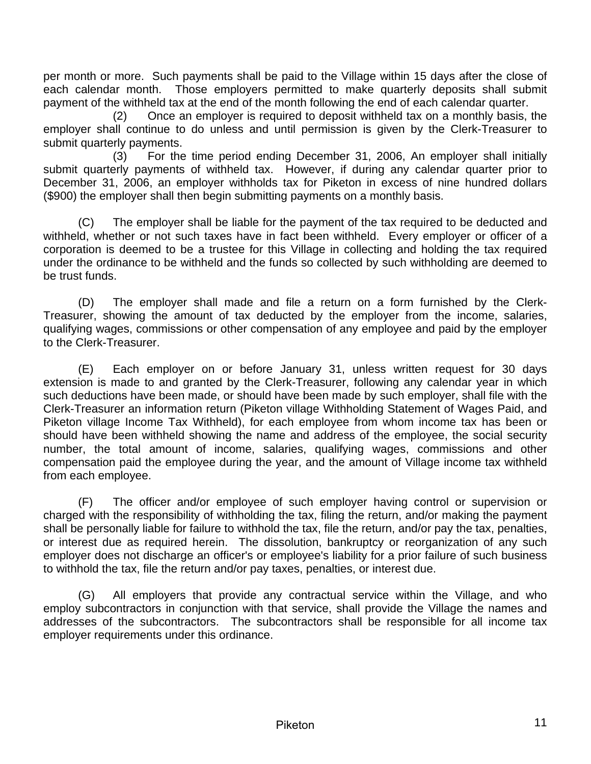per month or more. Such payments shall be paid to the Village within 15 days after the close of each calendar month. Those employers permitted to make quarterly deposits shall submit payment of the withheld tax at the end of the month following the end of each calendar quarter.

(2) Once an employer is required to deposit withheld tax on a monthly basis, the employer shall continue to do unless and until permission is given by the Clerk-Treasurer to submit quarterly payments.

(3) For the time period ending December 31, 2006, An employer shall initially submit quarterly payments of withheld tax. However, if during any calendar quarter prior to December 31, 2006, an employer withholds tax for Piketon in excess of nine hundred dollars ($900) the employer shall then begin submitting payments on a monthly basis.

(C) The employer shall be liable for the payment of the tax required to be deducted and withheld, whether or not such taxes have in fact been withheld. Every employer or officer of a corporation is deemed to be a trustee for this Village in collecting and holding the tax required under the ordinance to be withheld and the funds so collected by such withholding are deemed to be trust funds.

(D) The employer shall made and file a return on a form furnished by the Clerk-Treasurer, showing the amount of tax deducted by the employer from the income, salaries, qualifying wages, commissions or other compensation of any employee and paid by the employer to the Clerk-Treasurer.

(E) Each employer on or before January 31, unless written request for 30 days extension is made to and granted by the Clerk-Treasurer, following any calendar year in which such deductions have been made, or should have been made by such employer, shall file with the Clerk-Treasurer an information return (Piketon village Withholding Statement of Wages Paid, and Piketon village Income Tax Withheld), for each employee from whom income tax has been or should have been withheld showing the name and address of the employee, the social security number, the total amount of income, salaries, qualifying wages, commissions and other compensation paid the employee during the year, and the amount of Village income tax withheld from each employee.

(F) The officer and/or employee of such employer having control or supervision or charged with the responsibility of withholding the tax, filing the return, and/or making the payment shall be personally liable for failure to withhold the tax, file the return, and/or pay the tax, penalties, or interest due as required herein. The dissolution, bankruptcy or reorganization of any such employer does not discharge an officer's or employee's liability for a prior failure of such business to withhold the tax, file the return and/or pay taxes, penalties, or interest due.

(G) All employers that provide any contractual service within the Village, and who employ subcontractors in conjunction with that service, shall provide the Village the names and addresses of the subcontractors. The subcontractors shall be responsible for all income tax employer requirements under this ordinance.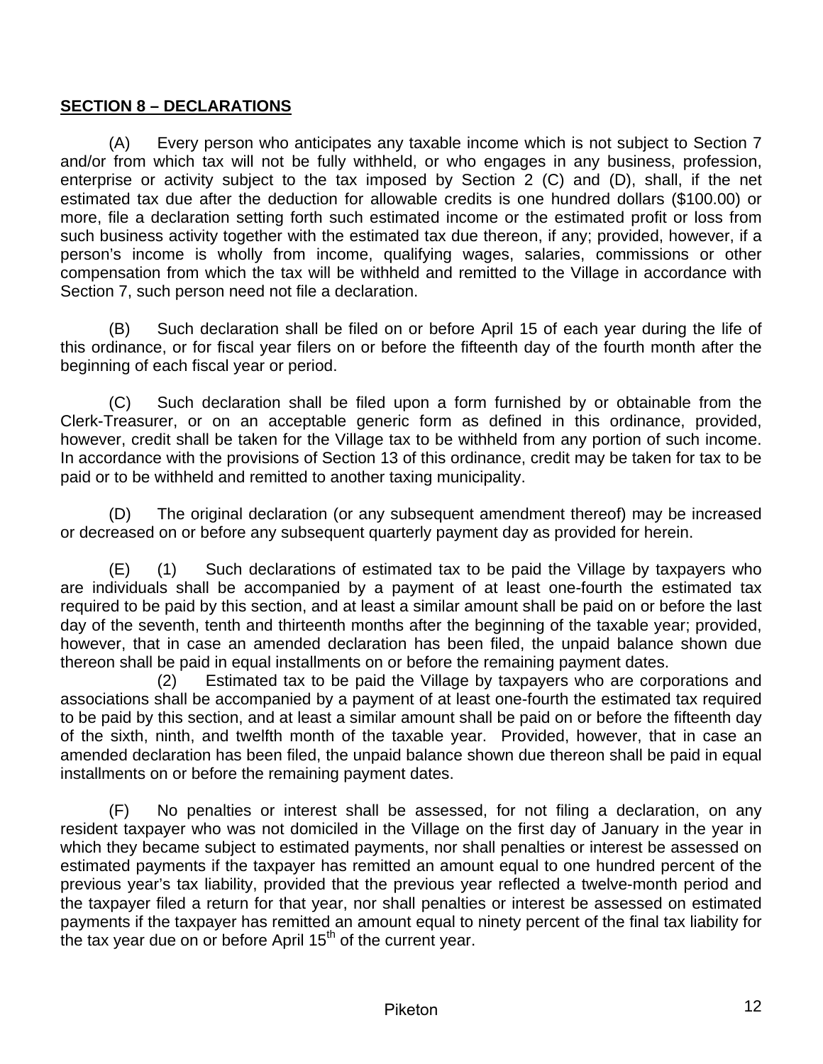**SECTION 8 – DECLARATIONS**

(A) Every person who anticipates any taxable income which is not subject to Section 7 and/or from which tax will not be fully withheld, or who engages in any business, profession, enterprise or activity subject to the tax imposed by Section 2 (C) and (D), shall, if the net estimated tax due after the deduction for allowable credits is one hundred dollars ($100.00) or more, file a declaration setting forth such estimated income or the estimated profit or loss from such business activity together with the estimated tax due thereon, if any; provided, however, if a person's income is wholly from income, qualifying wages, salaries, commissions or other compensation from which the tax will be withheld and remitted to the Village in accordance with Section 7, such person need not file a declaration.

(B) Such declaration shall be filed on or before April 15 of each year during the life of this ordinance, or for fiscal year filers on or before the fifteenth day of the fourth month after the beginning of each fiscal year or period.

(C) Such declaration shall be filed upon a form furnished by or obtainable from the Clerk-Treasurer, or on an acceptable generic form as defined in this ordinance, provided, however, credit shall be taken for the Village tax to be withheld from any portion of such income. In accordance with the provisions of Section 13 of this ordinance, credit may be taken for tax to be paid or to be withheld and remitted to another taxing municipality.

(D) The original declaration (or any subsequent amendment thereof) may be increased or decreased on or before any subsequent quarterly payment day as provided for herein.

(E) (1) Such declarations of estimated tax to be paid the Village by taxpayers who are individuals shall be accompanied by a payment of at least one-fourth the estimated tax required to be paid by this section, and at least a similar amount shall be paid on or before the last day of the seventh, tenth and thirteenth months after the beginning of the taxable year; provided, however, that in case an amended declaration has been filed, the unpaid balance shown due thereon shall be paid in equal installments on or before the remaining payment dates.

(2) Estimated tax to be paid the Village by taxpayers who are corporations and associations shall be accompanied by a payment of at least one-fourth the estimated tax required to be paid by this section, and at least a similar amount shall be paid on or before the fifteenth day of the sixth, ninth, and twelfth month of the taxable year. Provided, however, that in case an amended declaration has been filed, the unpaid balance shown due thereon shall be paid in equal installments on or before the remaining payment dates.

(F) No penalties or interest shall be assessed, for not filing a declaration, on any resident taxpayer who was not domiciled in the Village on the first day of January in the year in which they became subject to estimated payments, nor shall penalties or interest be assessed on estimated payments if the taxpayer has remitted an amount equal to one hundred percent of the previous year's tax liability, provided that the previous year reflected a twelve-month period and the taxpayer filed a return for that year, nor shall penalties or interest be assessed on estimated payments if the taxpayer has remitted an amount equal to ninety percent of the final tax liability for the tax year due on or before April 15th of the current year.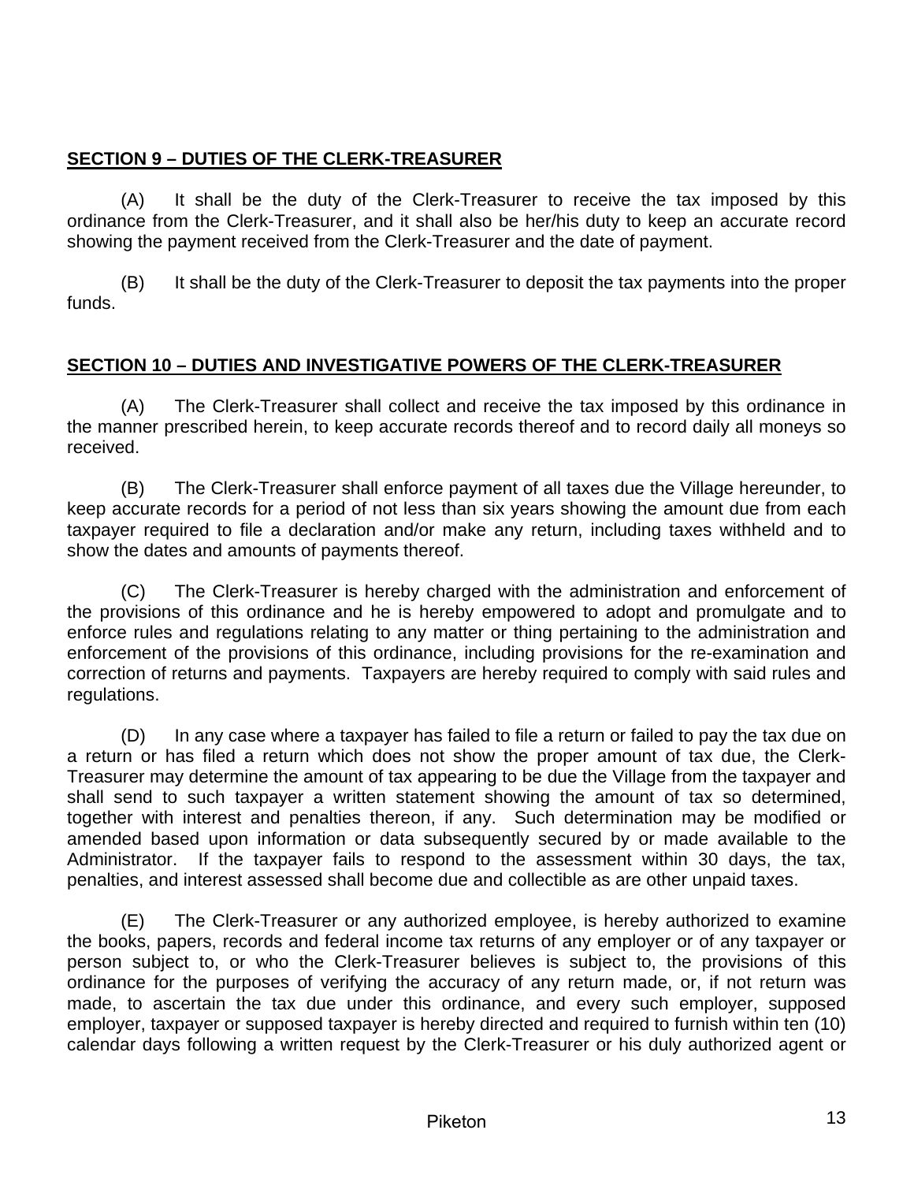## **SECTION 9 – DUTIES OF THE CLERK-TREASURER**

(A) It shall be the duty of the Clerk-Treasurer to receive the tax imposed by this ordinance from the Clerk-Treasurer, and it shall also be her/his duty to keep an accurate record showing the payment received from the Clerk-Treasurer and the date of payment.

(B) It shall be the duty of the Clerk-Treasurer to deposit the tax payments into the proper funds.

## **SECTION 10 – DUTIES AND INVESTIGATIVE POWERS OF THE CLERK-TREASURER**

(A) The Clerk-Treasurer shall collect and receive the tax imposed by this ordinance in the manner prescribed herein, to keep accurate records thereof and to record daily all moneys so received.

(B) The Clerk-Treasurer shall enforce payment of all taxes due the Village hereunder, to keep accurate records for a period of not less than six years showing the amount due from each taxpayer required to file a declaration and/or make any return, including taxes withheld and to show the dates and amounts of payments thereof.

(C) The Clerk-Treasurer is hereby charged with the administration and enforcement of the provisions of this ordinance and he is hereby empowered to adopt and promulgate and to enforce rules and regulations relating to any matter or thing pertaining to the administration and enforcement of the provisions of this ordinance, including provisions for the re-examination and correction of returns and payments. Taxpayers are hereby required to comply with said rules and regulations.

(D) In any case where a taxpayer has failed to file a return or failed to pay the tax due on a return or has filed a return which does not show the proper amount of tax due, the Clerk-Treasurer may determine the amount of tax appearing to be due the Village from the taxpayer and shall send to such taxpayer a written statement showing the amount of tax so determined, together with interest and penalties thereon, if any. Such determination may be modified or amended based upon information or data subsequently secured by or made available to the Administrator. If the taxpayer fails to respond to the assessment within 30 days, the tax, penalties, and interest assessed shall become due and collectible as are other unpaid taxes.

(E) The Clerk-Treasurer or any authorized employee, is hereby authorized to examine the books, papers, records and federal income tax returns of any employer or of any taxpayer or person subject to, or who the Clerk-Treasurer believes is subject to, the provisions of this ordinance for the purposes of verifying the accuracy of any return made, or, if not return was made, to ascertain the tax due under this ordinance, and every such employer, supposed employer, taxpayer or supposed taxpayer is hereby directed and required to furnish within ten (10) calendar days following a written request by the Clerk-Treasurer or his duly authorized agent or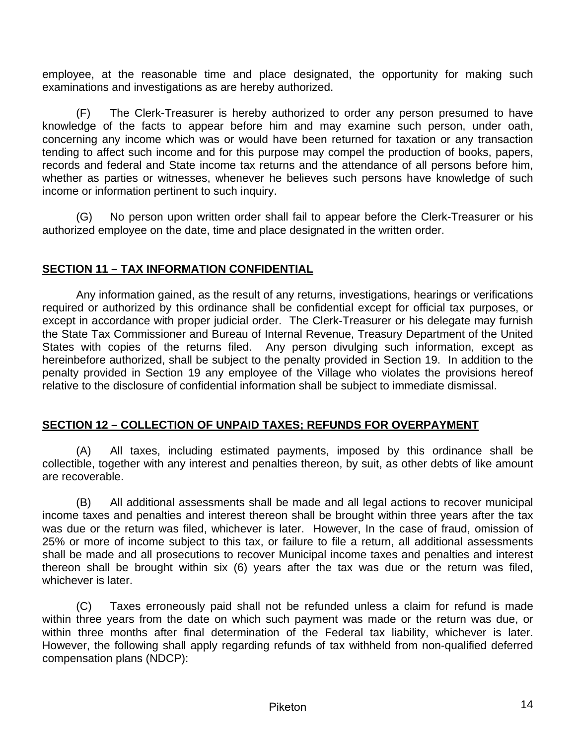employee, at the reasonable time and place designated, the opportunity for making such examinations and investigations as are hereby authorized.

(F) The Clerk-Treasurer is hereby authorized to order any person presumed to have knowledge of the facts to appear before him and may examine such person, under oath, concerning any income which was or would have been returned for taxation or any transaction tending to affect such income and for this purpose may compel the production of books, papers, records and federal and State income tax returns and the attendance of all persons before him, whether as parties or witnesses, whenever he believes such persons have knowledge of such income or information pertinent to such inquiry.

(G) No person upon written order shall fail to appear before the Clerk-Treasurer or his authorized employee on the date, time and place designated in the written order.

## SECTION 11 – TAX INFORMATION CONFIDENTIAL

Any information gained, as the result of any returns, investigations, hearings or verifications required or authorized by this ordinance shall be confidential except for official tax purposes, or except in accordance with proper judicial order. The Clerk-Treasurer or his delegate may furnish the State Tax Commissioner and Bureau of Internal Revenue, Treasury Department of the United States with copies of the returns filed. Any person divulging such information, except as hereinbefore authorized, shall be subject to the penalty provided in Section 19. In addition to the penalty provided in Section 19 any employee of the Village who violates the provisions hereof relative to the disclosure of confidential information shall be subject to immediate dismissal.

## SECTION 12 – COLLECTION OF UNPAID TAXES; REFUNDS FOR OVERPAYMENT

(A) All taxes, including estimated payments, imposed by this ordinance shall be collectible, together with any interest and penalties thereon, by suit, as other debts of like amount are recoverable.

(B) All additional assessments shall be made and all legal actions to recover municipal income taxes and penalties and interest thereon shall be brought within three years after the tax was due or the return was filed, whichever is later. However, In the case of fraud, omission of 25% or more of income subject to this tax, or failure to file a return, all additional assessments shall be made and all prosecutions to recover Municipal income taxes and penalties and interest thereon shall be brought within six (6) years after the tax was due or the return was filed, whichever is later.

(C) Taxes erroneously paid shall not be refunded unless a claim for refund is made within three years from the date on which such payment was made or the return was due, or within three months after final determination of the Federal tax liability, whichever is later. However, the following shall apply regarding refunds of tax withheld from non-qualified deferred compensation plans (NDCP):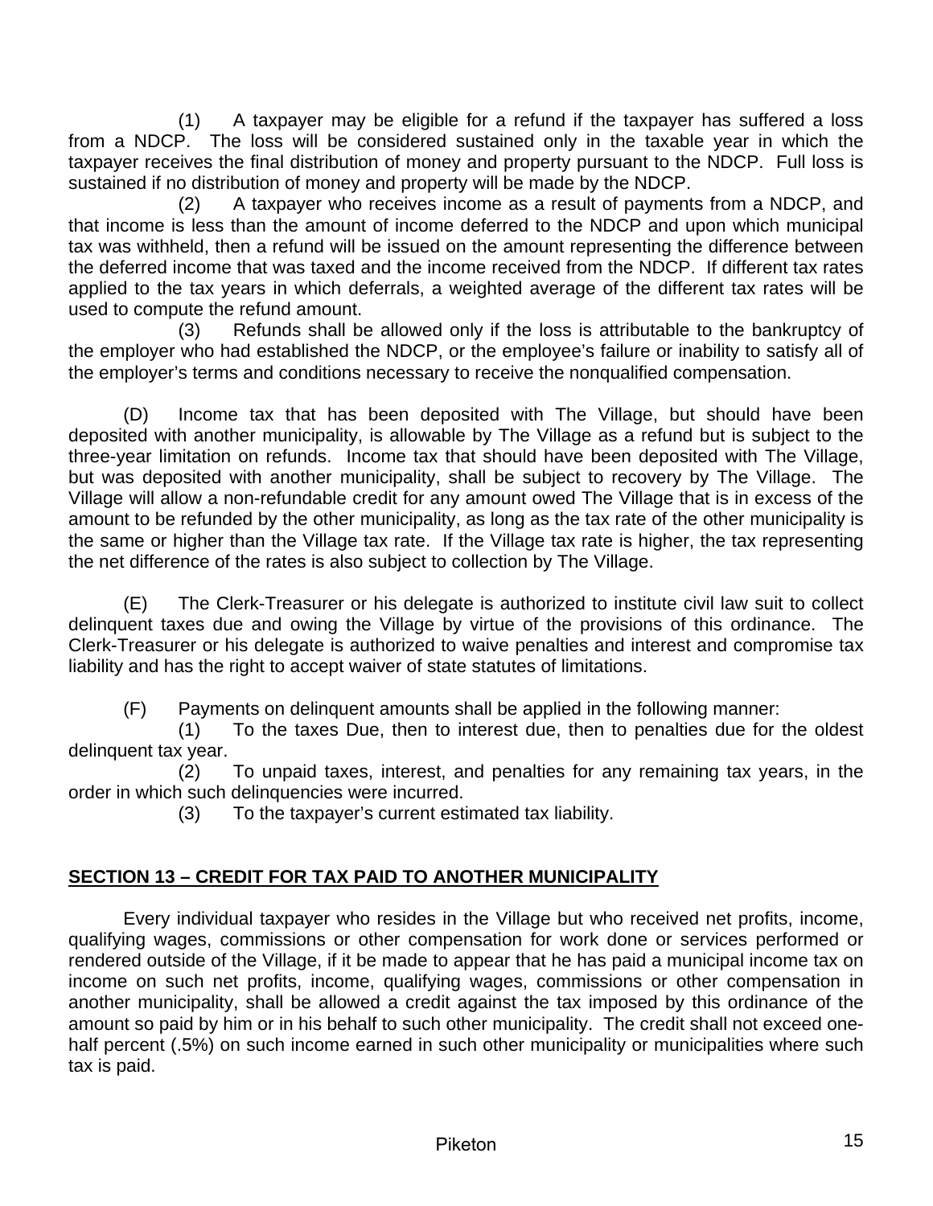(1) A taxpayer may be eligible for a refund if the taxpayer has suffered a loss from a NDCP. The loss will be considered sustained only in the taxable year in which the taxpayer receives the final distribution of money and property pursuant to the NDCP. Full loss is sustained if no distribution of money and property will be made by the NDCP.

(2) A taxpayer who receives income as a result of payments from a NDCP, and that income is less than the amount of income deferred to the NDCP and upon which municipal tax was withheld, then a refund will be issued on the amount representing the difference between the deferred income that was taxed and the income received from the NDCP. If different tax rates applied to the tax years in which deferrals, a weighted average of the different tax rates will be used to compute the refund amount.

(3) Refunds shall be allowed only if the loss is attributable to the bankruptcy of the employer who had established the NDCP, or the employee's failure or inability to satisfy all of the employer's terms and conditions necessary to receive the nonqualified compensation.

(D) Income tax that has been deposited with The Village, but should have been deposited with another municipality, is allowable by The Village as a refund but is subject to the three-year limitation on refunds. Income tax that should have been deposited with The Village, but was deposited with another municipality, shall be subject to recovery by The Village. The Village will allow a non-refundable credit for any amount owed The Village that is in excess of the amount to be refunded by the other municipality, as long as the tax rate of the other municipality is the same or higher than the Village tax rate. If the Village tax rate is higher, the tax representing the net difference of the rates is also subject to collection by The Village.

(E) The Clerk-Treasurer or his delegate is authorized to institute civil law suit to collect delinquent taxes due and owing the Village by virtue of the provisions of this ordinance. The Clerk-Treasurer or his delegate is authorized to waive penalties and interest and compromise tax liability and has the right to accept waiver of state statutes of limitations.

(F) Payments on delinquent amounts shall be applied in the following manner:

(1) To the taxes Due, then to interest due, then to penalties due for the oldest delinquent tax year.

(2) To unpaid taxes, interest, and penalties for any remaining tax years, in the order in which such delinquencies were incurred.

(3) To the taxpayer's current estimated tax liability.

## SECTION 13 – CREDIT FOR TAX PAID TO ANOTHER MUNICIPALITY

Every individual taxpayer who resides in the Village but who received net profits, income, qualifying wages, commissions or other compensation for work done or services performed or rendered outside of the Village, if it be made to appear that he has paid a municipal income tax on income on such net profits, income, qualifying wages, commissions or other compensation in another municipality, shall be allowed a credit against the tax imposed by this ordinance of the amount so paid by him or in his behalf to such other municipality. The credit shall not exceed one-half percent (.5%) on such income earned in such other municipality or municipalities where such tax is paid.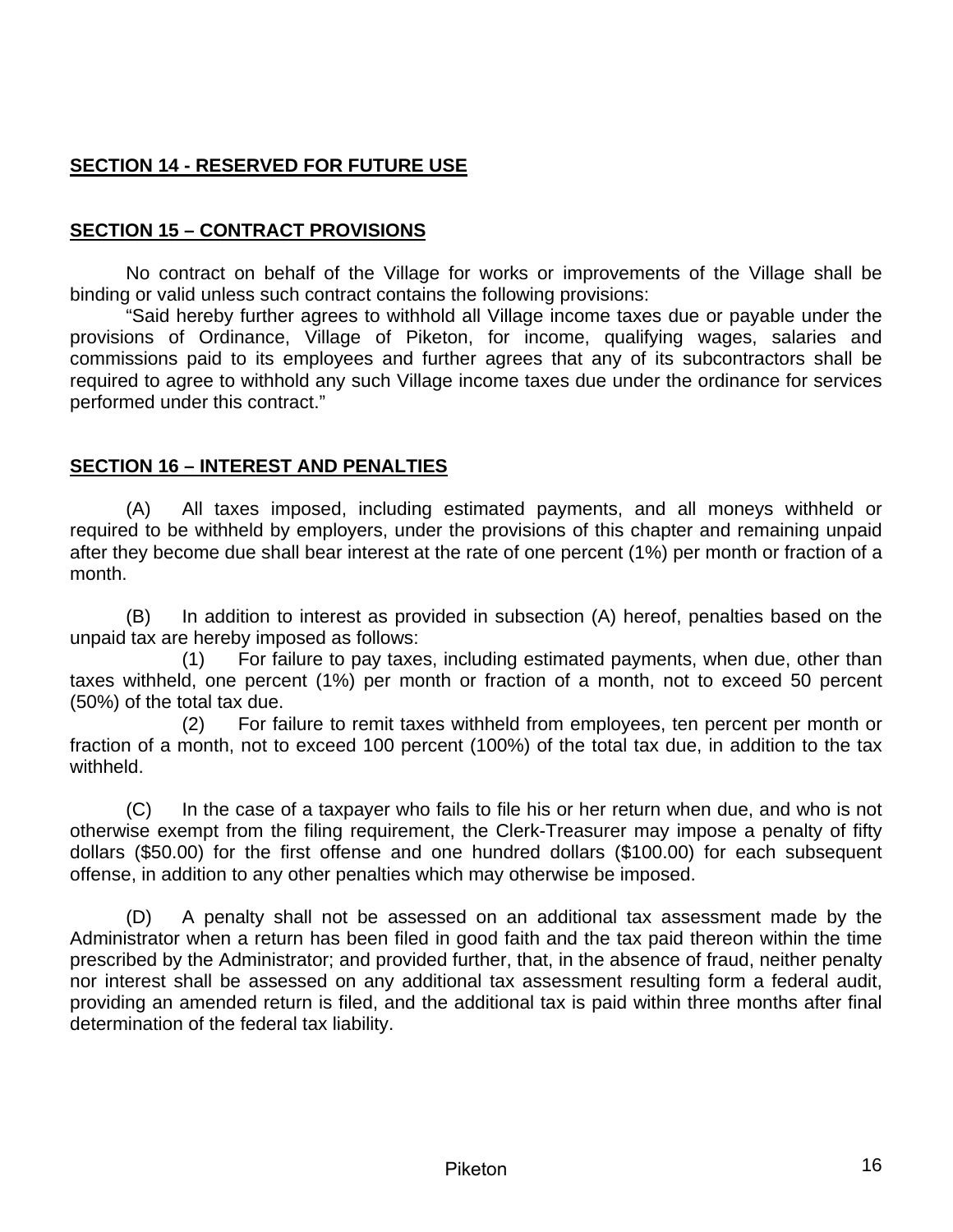## SECTION 14 - RESERVED FOR FUTURE USE

## SECTION 15 – CONTRACT PROVISIONS

No contract on behalf of the Village for works or improvements of the Village shall be binding or valid unless such contract contains the following provisions:

"Said hereby further agrees to withhold all Village income taxes due or payable under the provisions of Ordinance, Village of Piketon, for income, qualifying wages, salaries and commissions paid to its employees and further agrees that any of its subcontractors shall be required to agree to withhold any such Village income taxes due under the ordinance for services performed under this contract."

## SECTION 16 – INTEREST AND PENALTIES

(A) All taxes imposed, including estimated payments, and all moneys withheld or required to be withheld by employers, under the provisions of this chapter and remaining unpaid after they become due shall bear interest at the rate of one percent (1%) per month or fraction of a month.

(B) In addition to interest as provided in subsection (A) hereof, penalties based on the unpaid tax are hereby imposed as follows:

(1) For failure to pay taxes, including estimated payments, when due, other than taxes withheld, one percent (1%) per month or fraction of a month, not to exceed 50 percent (50%) of the total tax due.

(2) For failure to remit taxes withheld from employees, ten percent per month or fraction of a month, not to exceed 100 percent (100%) of the total tax due, in addition to the tax withheld.

(C) In the case of a taxpayer who fails to file his or her return when due, and who is not otherwise exempt from the filing requirement, the Clerk-Treasurer may impose a penalty of fifty dollars ($50.00) for the first offense and one hundred dollars ($100.00) for each subsequent offense, in addition to any other penalties which may otherwise be imposed.

(D) A penalty shall not be assessed on an additional tax assessment made by the Administrator when a return has been filed in good faith and the tax paid thereon within the time prescribed by the Administrator; and provided further, that, in the absence of fraud, neither penalty nor interest shall be assessed on any additional tax assessment resulting form a federal audit, providing an amended return is filed, and the additional tax is paid within three months after final determination of the federal tax liability.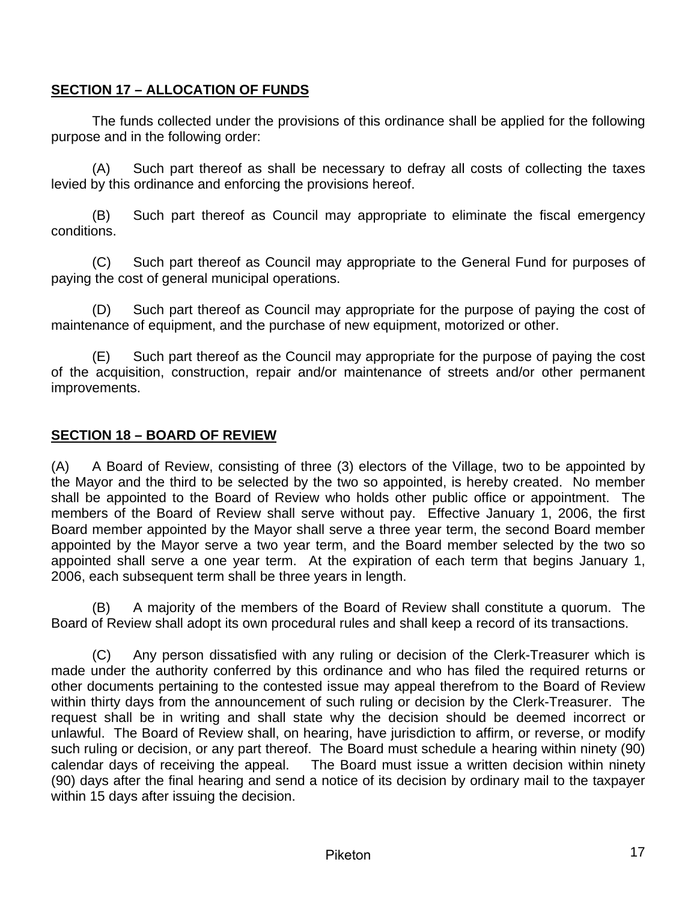## SECTION 17 – ALLOCATION OF FUNDS

The funds collected under the provisions of this ordinance shall be applied for the following purpose and in the following order:

(A) Such part thereof as shall be necessary to defray all costs of collecting the taxes levied by this ordinance and enforcing the provisions hereof.

(B) Such part thereof as Council may appropriate to eliminate the fiscal emergency conditions.

(C) Such part thereof as Council may appropriate to the General Fund for purposes of paying the cost of general municipal operations.

(D) Such part thereof as Council may appropriate for the purpose of paying the cost of maintenance of equipment, and the purchase of new equipment, motorized or other.

(E) Such part thereof as the Council may appropriate for the purpose of paying the cost of the acquisition, construction, repair and/or maintenance of streets and/or other permanent improvements.

## SECTION 18 – BOARD OF REVIEW

(A) A Board of Review, consisting of three (3) electors of the Village, two to be appointed by the Mayor and the third to be selected by the two so appointed, is hereby created. No member shall be appointed to the Board of Review who holds other public office or appointment. The members of the Board of Review shall serve without pay. Effective January 1, 2006, the first Board member appointed by the Mayor shall serve a three year term, the second Board member appointed by the Mayor serve a two year term, and the Board member selected by the two so appointed shall serve a one year term. At the expiration of each term that begins January 1, 2006, each subsequent term shall be three years in length.

(B) A majority of the members of the Board of Review shall constitute a quorum. The Board of Review shall adopt its own procedural rules and shall keep a record of its transactions.

(C) Any person dissatisfied with any ruling or decision of the Clerk-Treasurer which is made under the authority conferred by this ordinance and who has filed the required returns or other documents pertaining to the contested issue may appeal therefrom to the Board of Review within thirty days from the announcement of such ruling or decision by the Clerk-Treasurer. The request shall be in writing and shall state why the decision should be deemed incorrect or unlawful. The Board of Review shall, on hearing, have jurisdiction to affirm, or reverse, or modify such ruling or decision, or any part thereof. The Board must schedule a hearing within ninety (90) calendar days of receiving the appeal. The Board must issue a written decision within ninety (90) days after the final hearing and send a notice of its decision by ordinary mail to the taxpayer within 15 days after issuing the decision.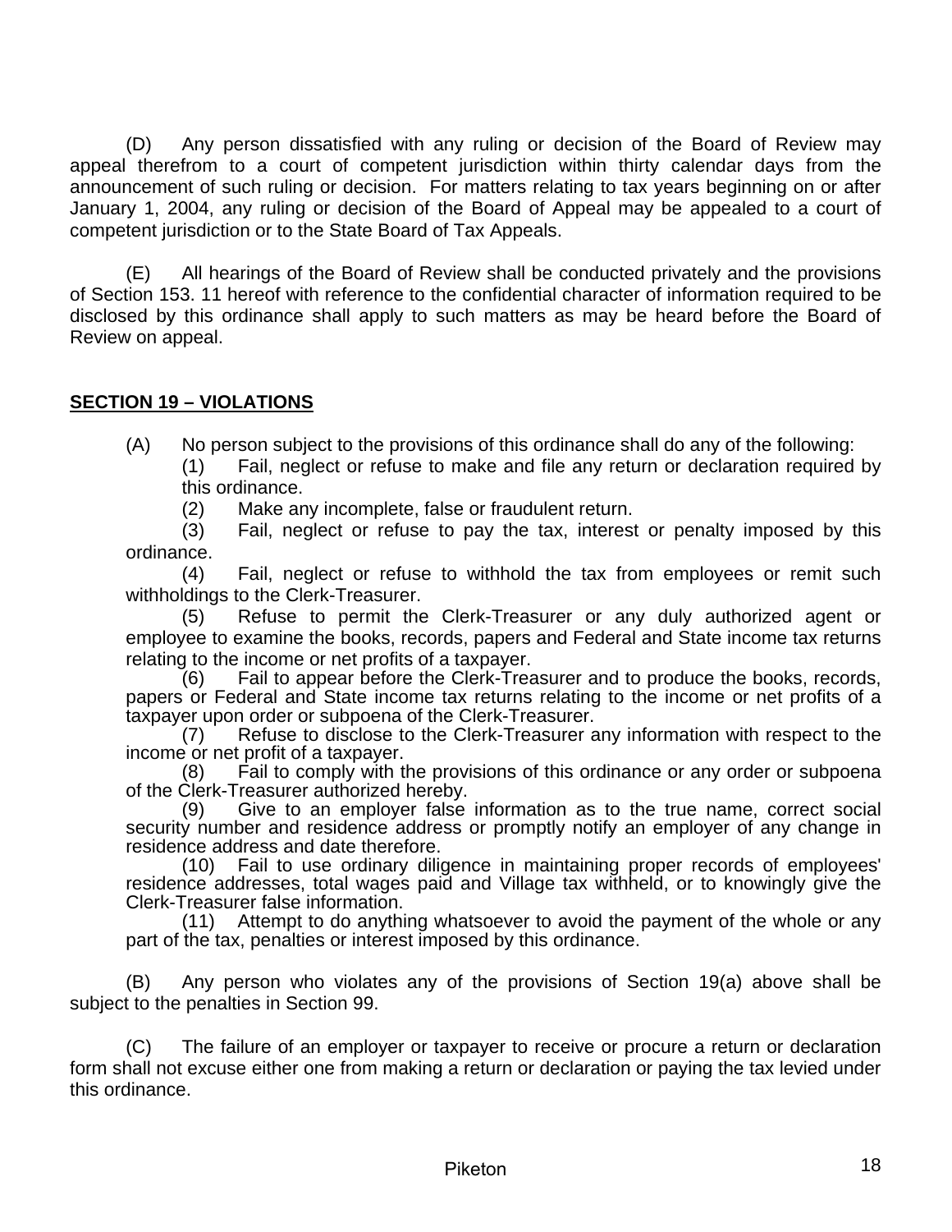(D) Any person dissatisfied with any ruling or decision of the Board of Review may appeal therefrom to a court of competent jurisdiction within thirty calendar days from the announcement of such ruling or decision. For matters relating to tax years beginning on or after January 1, 2004, any ruling or decision of the Board of Appeal may be appealed to a court of competent jurisdiction or to the State Board of Tax Appeals.

(E) All hearings of the Board of Review shall be conducted privately and the provisions of Section 153. 11 hereof with reference to the confidential character of information required to be disclosed by this ordinance shall apply to such matters as may be heard before the Board of Review on appeal.

## SECTION 19 – VIOLATIONS

(A) No person subject to the provisions of this ordinance shall do any of the following:

(1) Fail, neglect or refuse to make and file any return or declaration required by this ordinance.

(2) Make any incomplete, false or fraudulent return.

(3) Fail, neglect or refuse to pay the tax, interest or penalty imposed by this ordinance.

(4) Fail, neglect or refuse to withhold the tax from employees or remit such withholdings to the Clerk-Treasurer.

(5) Refuse to permit the Clerk-Treasurer or any duly authorized agent or employee to examine the books, records, papers and Federal and State income tax returns relating to the income or net profits of a taxpayer.

(6) Fail to appear before the Clerk-Treasurer and to produce the books, records, papers or Federal and State income tax returns relating to the income or net profits of a taxpayer upon order or subpoena of the Clerk-Treasurer.

(7) Refuse to disclose to the Clerk-Treasurer any information with respect to the income or net profit of a taxpayer.

(8) Fail to comply with the provisions of this ordinance or any order or subpoena of the Clerk-Treasurer authorized hereby.

(9) Give to an employer false information as to the true name, correct social security number and residence address or promptly notify an employer of any change in residence address and date therefore.

(10) Fail to use ordinary diligence in maintaining proper records of employees' residence addresses, total wages paid and Village tax withheld, or to knowingly give the Clerk-Treasurer false information.

(11) Attempt to do anything whatsoever to avoid the payment of the whole or any part of the tax, penalties or interest imposed by this ordinance.

(B) Any person who violates any of the provisions of Section 19(a) above shall be subject to the penalties in Section 99.

(C) The failure of an employer or taxpayer to receive or procure a return or declaration form shall not excuse either one from making a return or declaration or paying the tax levied under this ordinance.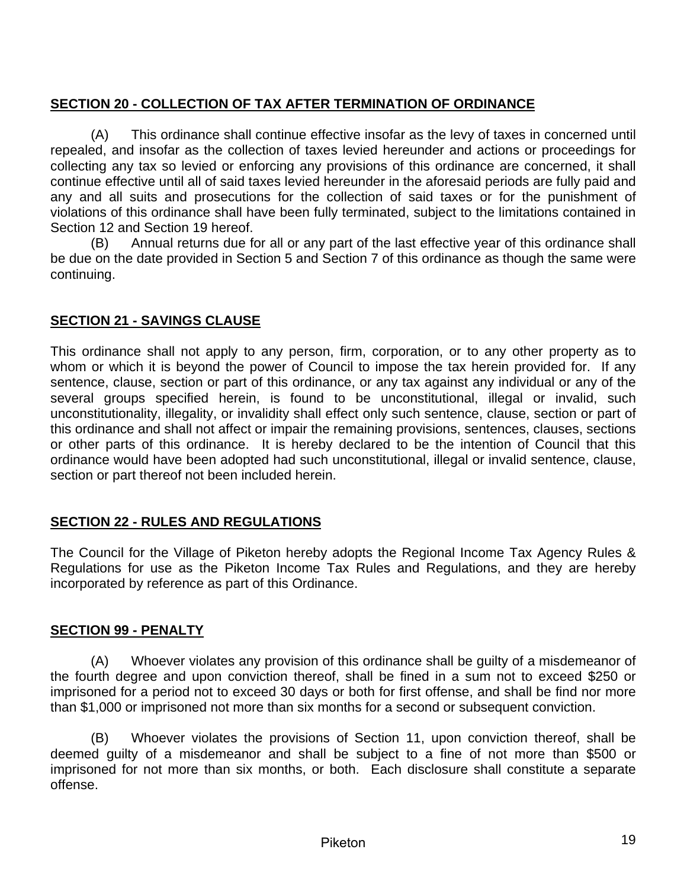**SECTION 20 - COLLECTION OF TAX AFTER TERMINATION OF ORDINANCE**

(A) This ordinance shall continue effective insofar as the levy of taxes in concerned until repealed, and insofar as the collection of taxes levied hereunder and actions or proceedings for collecting any tax so levied or enforcing any provisions of this ordinance are concerned, it shall continue effective until all of said taxes levied hereunder in the aforesaid periods are fully paid and any and all suits and prosecutions for the collection of said taxes or for the punishment of violations of this ordinance shall have been fully terminated, subject to the limitations contained in Section 12 and Section 19 hereof.

(B) Annual returns due for all or any part of the last effective year of this ordinance shall be due on the date provided in Section 5 and Section 7 of this ordinance as though the same were continuing.

**SECTION 21 - SAVINGS CLAUSE**

This ordinance shall not apply to any person, firm, corporation, or to any other property as to whom or which it is beyond the power of Council to impose the tax herein provided for. If any sentence, clause, section or part of this ordinance, or any tax against any individual or any of the several groups specified herein, is found to be unconstitutional, illegal or invalid, such unconstitutionality, illegality, or invalidity shall effect only such sentence, clause, section or part of this ordinance and shall not affect or impair the remaining provisions, sentences, clauses, sections or other parts of this ordinance. It is hereby declared to be the intention of Council that this ordinance would have been adopted had such unconstitutional, illegal or invalid sentence, clause, section or part thereof not been included herein.

**SECTION 22 - RULES AND REGULATIONS**

The Council for the Village of Piketon hereby adopts the Regional Income Tax Agency Rules & Regulations for use as the Piketon Income Tax Rules and Regulations, and they are hereby incorporated by reference as part of this Ordinance.

**SECTION 99 - PENALTY**

(A) Whoever violates any provision of this ordinance shall be guilty of a misdemeanor of the fourth degree and upon conviction thereof, shall be fined in a sum not to exceed $250 or imprisoned for a period not to exceed 30 days or both for first offense, and shall be find nor more than $1,000 or imprisoned not more than six months for a second or subsequent conviction.

(B) Whoever violates the provisions of Section 11, upon conviction thereof, shall be deemed guilty of a misdemeanor and shall be subject to a fine of not more than $500 or imprisoned for not more than six months, or both. Each disclosure shall constitute a separate offense.